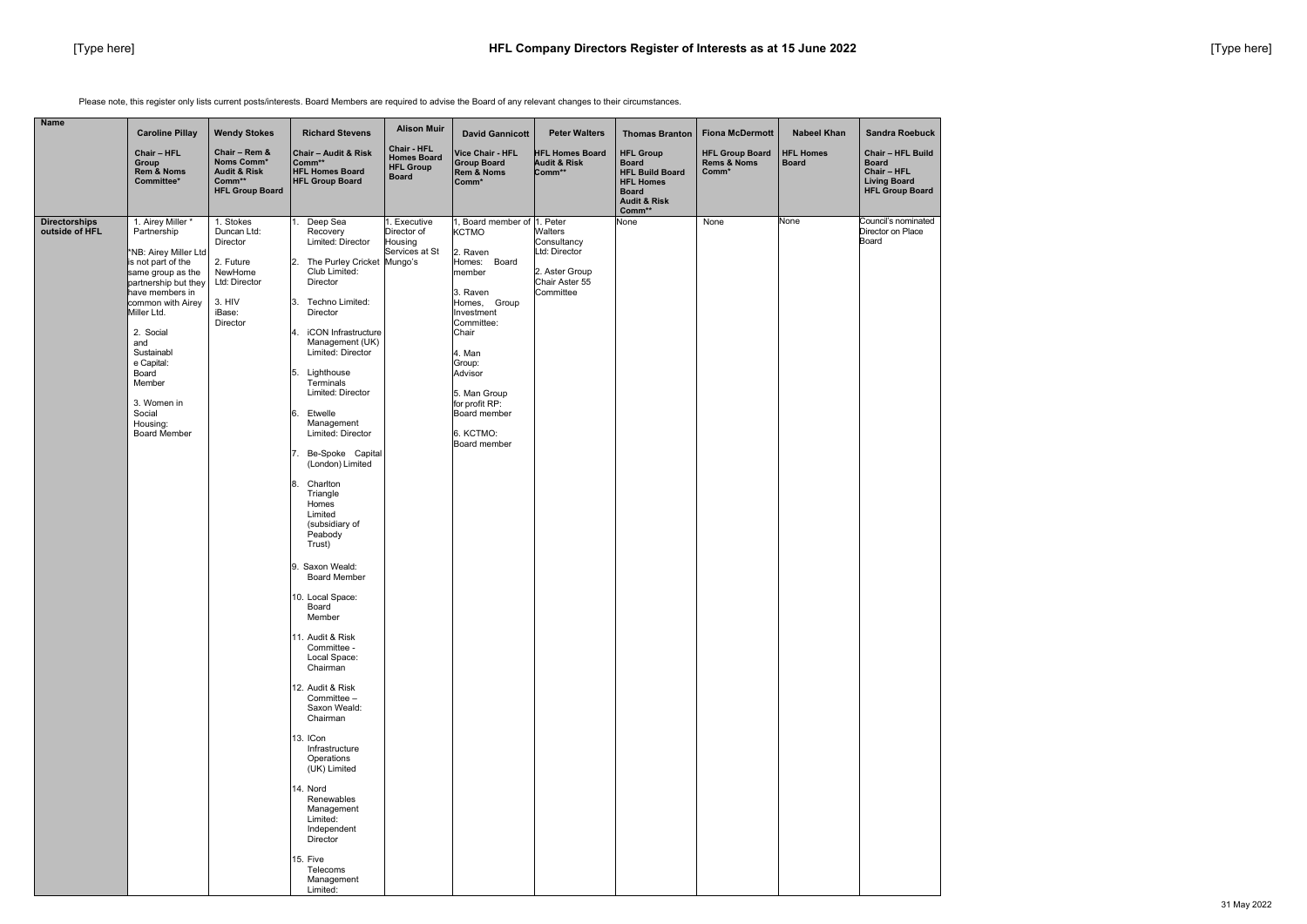# HFL Company Directors Register of Interests as at 15 June 2022

Please note, this register only lists current posts/interests. Board Members are required to advise the Board of any relevant changes to their circumstances.

| Name | Caroline Pillay<br>**Chair – HFL Group Rem & Noms Committee*** | Wendy Stokes<br>**Chair – Rem & Noms Comm* Audit & Risk Comm** HFL Group Board** | Richard Stevens<br>**Chair – Audit & Risk Comm** HFL Homes Board HFL Group Board** | Alison Muir<br>**Chair - HFL Homes Board HFL Group Board** | David Gannicott<br>**Vice Chair - HFL Group Board Rem & Noms Comm*** | Peter Walters<br>**HFL Homes Board Audit & Risk Comm**** | Thomas Branton<br>**HFL Group Board HFL Build Board HFL Homes Board Audit & Risk Comm**** | Fiona McDermott<br>**HFL Group Board Rems & Noms Comm*** | Nabeel Khan<br>**HFL Homes Board** | Sandra Roebuck<br>**Chair – HFL Build Board Chair – HFL Living Board HFL Group Board** |
|---|---|---|---|---|---|---|---|---|---|---|
| **Directorships outside of HFL** | 1. Airey Miller * Partnership<br><br>*NB: Airey Miller Ltd is not part of the same group as the partnership but they have members in common with Airey Miller Ltd.<br><br>2. Social and Sustainable Capital: Board Member<br><br>3. Women in Social Housing: Board Member | 1. Stokes Duncan Ltd: Director<br><br>2. Future NewHome Ltd: Director<br><br>3. HIV iBase: Director | 1. Deep Sea Recovery Limited: Director<br><br>2. The Purley Cricket Club Limited: Director<br><br>3. Techno Limited: Director<br><br>4. iCON Infrastructure Management (UK) Limited: Director<br><br>5. Lighthouse Terminals Limited: Director<br><br>6. Etwelle Management Limited: Director<br><br>7. Be-Spoke Capital (London) Limited<br><br>8. Charlton Triangle Homes Limited (subsidiary of Peabody Trust)<br><br>9. Saxon Weald: Board Member<br><br>10. Local Space: Board Member<br><br>11. Audit & Risk Committee - Local Space: Chairman<br><br>12. Audit & Risk Committee – Saxon Weald: Chairman<br><br>13. ICon Infrastructure Operations (UK) Limited<br><br>14. Nord Renewables Management Limited: Independent Director<br><br>15. Five Telecoms Management Limited: | 1. Executive Director of Housing Services at St Mungo's | 1. Board member of KCTMO<br><br>2. Raven Homes: Board member<br><br>3. Raven Homes, Group Investment Committee: Chair<br><br>4. Man Group: Advisor<br><br>5. Man Group for profit RP: Board member<br><br>6. KCTMO: Board member | 1. Peter Walters Consultancy Ltd: Director<br><br>2. Aster Group Chair Aster 55 Committee | None | None | None | Council's nominated Director on Place Board |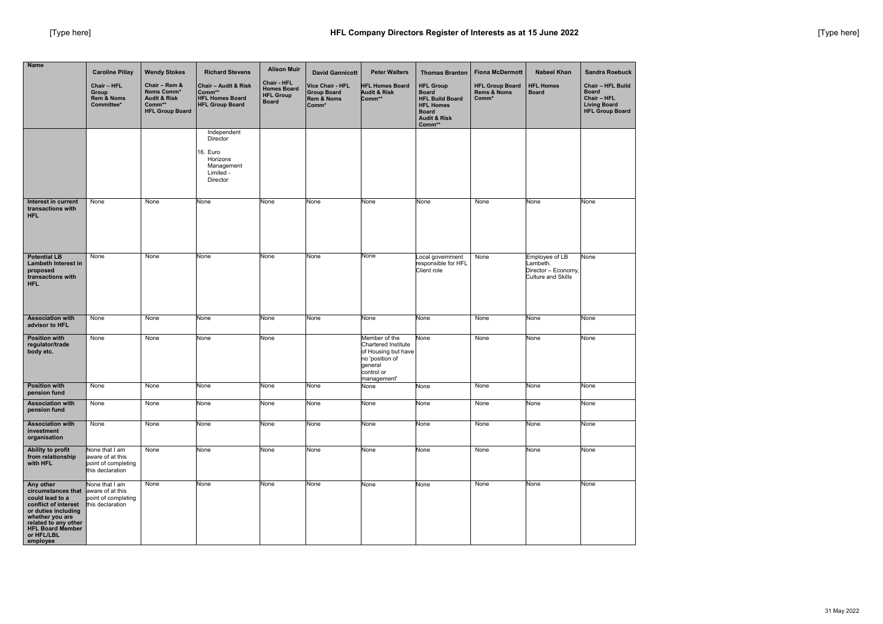# HFL Company Directors Register of Interests as at 15 June 2022

| Name | Caroline Pillay<br>Chair – HFL Group Rem & Noms Committee* | Wendy Stokes<br>Chair – Rem & Noms Comm* Audit & Risk Comm** HFL Group Board | Richard Stevens<br>Chair – Audit & Risk Comm** HFL Homes Board HFL Group Board | Alison Muir<br>Chair - HFL Homes Board HFL Group Board | David Gannicott<br>Vice Chair - HFL Group Board Rem & Noms Comm* | Peter Walters<br>HFL Homes Board Audit & Risk Comm** | Thomas Branton<br>HFL Group Board HFL Build Board HFL Homes Board Audit & Risk Comm** | Fiona McDermott<br>HFL Group Board Rems & Noms Comm* | Nabeel Khan<br>HFL Homes Board | Sandra Roebuck<br>Chair – HFL Build Board Chair – HFL Living Board HFL Group Board |
|---|---|---|---|---|---|---|---|---|---|---|
| | | | Independent Director<br><br>16. Euro Horizons Management Limited - Director | | | | | | | |
| **Interest in current transactions with HFL** | None | None | None | None | None | None | None | None | None | None |
| **Potential LB Lambeth Interest in proposed transactions with HFL** | None | None | None | None | None | None | Local government responsible for HFL Client role | None | Employee of LB Lambeth. Director – Economy, Culture and Skills | None |
| **Association with advisor to HFL** | None | None | None | None | None | None | None | None | None | None |
| **Position with regulator/trade body etc.** | None | None | None | None | | Member of the Chartered Institute of Housing but have no 'position of general control or management' | None | None | None | None |
| **Position with pension fund** | None | None | None | None | None | None | None | None | None | None |
| **Association with pension fund** | None | None | None | None | None | None | None | None | None | None |
| **Association with investment organisation** | None | None | None | None | None | None | None | None | None | None |
| **Ability to profit from relationship with HFL** | None that I am aware of at this point of completing this declaration | None | None | None | None | None | None | None | None | None |
| **Any other circumstances that could lead to a conflict of interest or duties including whether you are related to any other HFL Board Member or HFL/LBL employee** | None that I am aware of at this point of completing this declaration | None | None | None | None | None | None | None | None | None |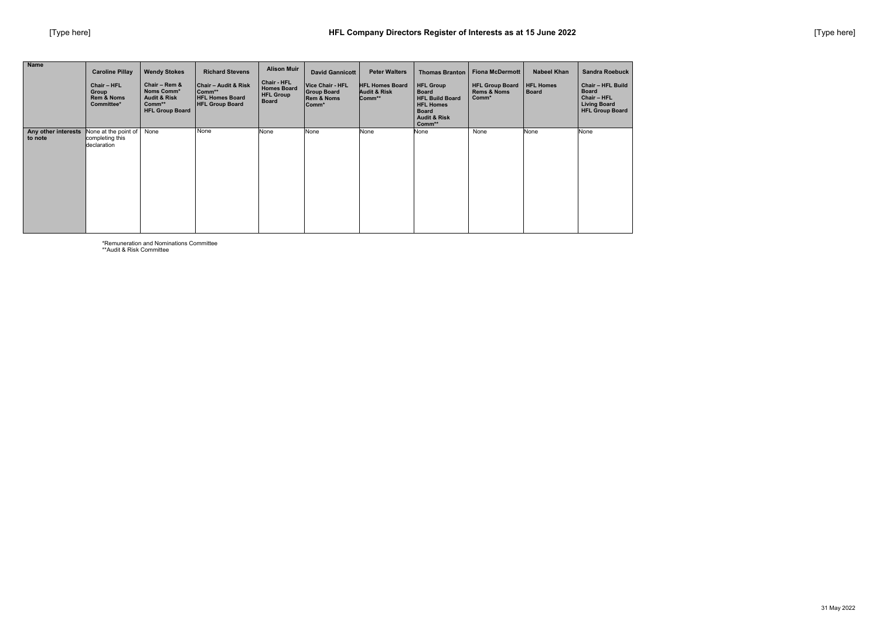# HFL Company Directors Register of Interests as at 15 June 2022

| Name | Caroline Pillay<br>Chair – HFL Group<br>Rem & Noms Committee* | Wendy Stokes<br>Chair – Rem & Noms Comm*<br>Audit & Risk Comm**<br>HFL Group Board | Richard Stevens<br>Chair – Audit & Risk Comm**<br>HFL Homes Board<br>HFL Group Board | Alison Muir<br>Chair - HFL Homes Board<br>HFL Group Board | David Gannicott<br>Vice Chair - HFL Group Board<br>Rem & Noms Comm* | Peter Walters<br>HFL Homes Board<br>Audit & Risk Comm** | Thomas Branton<br>HFL Group Board<br>HFL Build Board<br>HFL Homes Board<br>Audit & Risk Comm** | Fiona McDermott<br>HFL Group Board<br>Rems & Noms Comm* | Nabeel Khan<br>HFL Homes Board | Sandra Roebuck<br>Chair – HFL Build Board<br>Chair – HFL Living Board<br>HFL Group Board |
|---|---|---|---|---|---|---|---|---|---|---|
| Any other interests to note | None at the point of completing this declaration | None | None | None | None | None | None | None | None | None |

*Remuneration and Nominations Committee
**Audit & Risk Committee